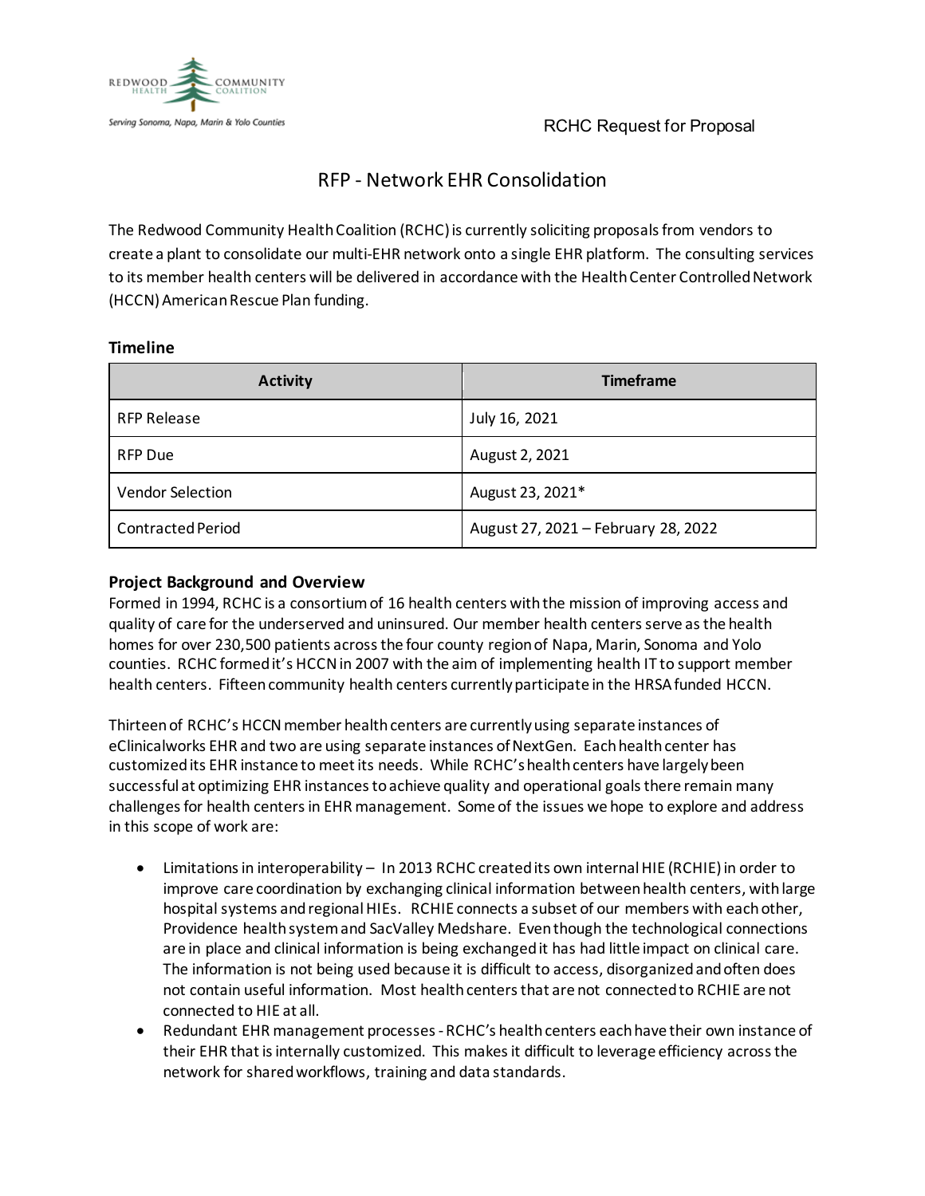RCHC Request for Proposal

# RFP - Network EHR Consolidation

The Redwood Community Health Coalition (RCHC) is currently soliciting proposals from vendors to create a plant to consolidate our multi-EHR network onto a single EHR platform. The consulting services to its member health centers will be delivered in accordance with the Health Center Controlled Network (HCCN) American Rescue Plan funding.

## Timeline

| Activity | Timeframe |
| --- | --- |
| RFP Release | July 16, 2021 |
| RFP Due | August 2, 2021 |
| Vendor Selection | August 23, 2021* |
| Contracted Period | August 27, 2021 – February 28, 2022 |

## Project Background and Overview

Formed in 1994, RCHC is a consortium of 16 health centers with the mission of improving access and quality of care for the underserved and uninsured. Our member health centers serve as the health homes for over 230,500 patients across the four county region of Napa, Marin, Sonoma and Yolo counties. RCHC formed it's HCCN in 2007 with the aim of implementing health IT to support member health centers. Fifteen community health centers currently participate in the HRSA funded HCCN.

Thirteen of RCHC's HCCN member health centers are currently using separate instances of eClinicalworks EHR and two are using separate instances of NextGen. Each health center has customized its EHR instance to meet its needs. While RCHC's health centers have largely been successful at optimizing EHR instances to achieve quality and operational goals there remain many challenges for health centers in EHR management. Some of the issues we hope to explore and address in this scope of work are:

- Limitations in interoperability – In 2013 RCHC created its own internal HIE (RCHIE) in order to improve care coordination by exchanging clinical information between health centers, with large hospital systems and regional HIEs. RCHIE connects a subset of our members with each other, Providence health system and SacValley Medshare. Even though the technological connections are in place and clinical information is being exchanged it has had little impact on clinical care. The information is not being used because it is difficult to access, disorganized and often does not contain useful information. Most health centers that are not connected to RCHIE are not connected to HIE at all.
- Redundant EHR management processes - RCHC's health centers each have their own instance of their EHR that is internally customized. This makes it difficult to leverage efficiency across the network for shared workflows, training and data standards.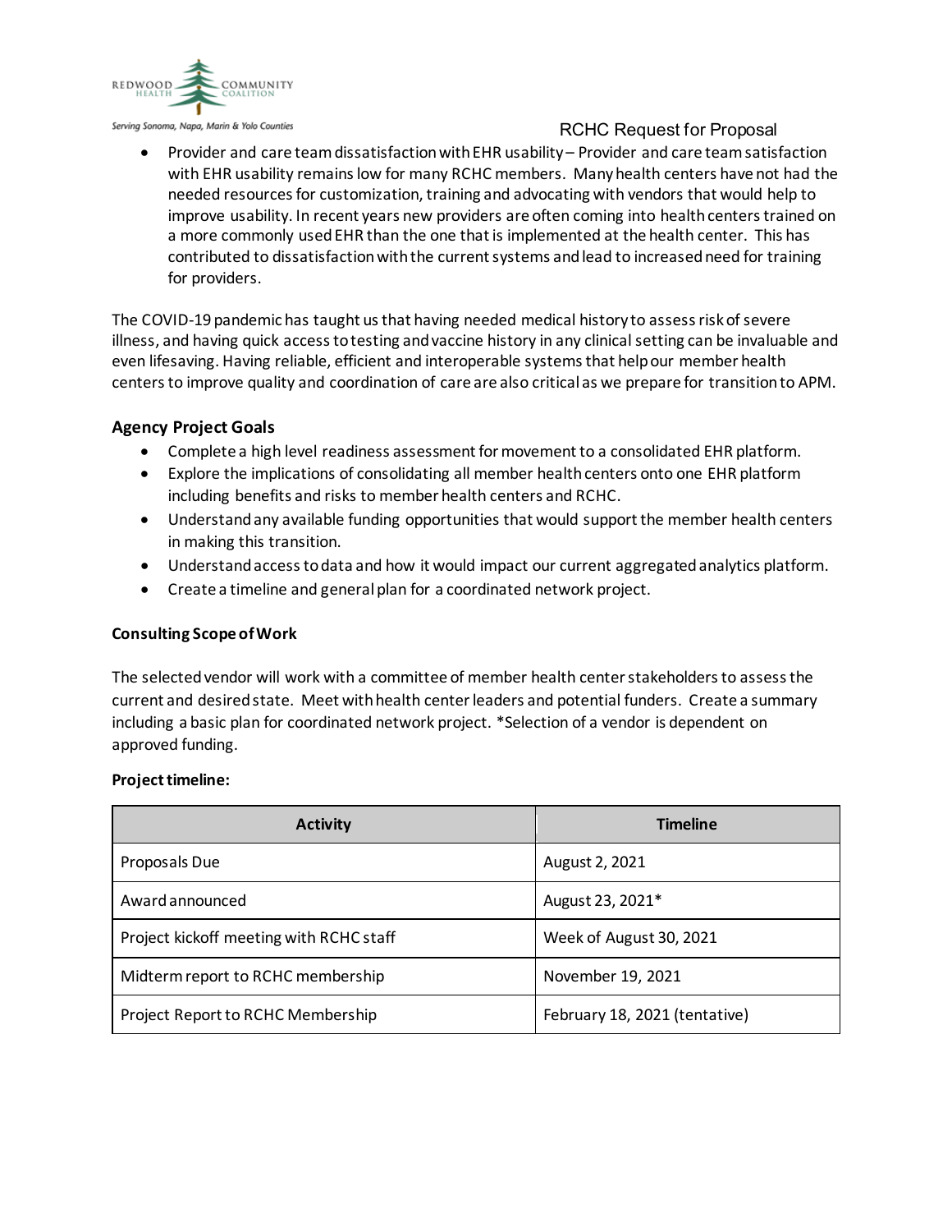- Provider and care team dissatisfaction with EHR usability – Provider and care team satisfaction with EHR usability remains low for many RCHC members. Many health centers have not had the needed resources for customization, training and advocating with vendors that would help to improve usability. In recent years new providers are often coming into health centers trained on a more commonly used EHR than the one that is implemented at the health center. This has contributed to dissatisfaction with the current systems and lead to increased need for training for providers.

The COVID-19 pandemic has taught us that having needed medical history to assess risk of severe illness, and having quick access to testing and vaccine history in any clinical setting can be invaluable and even lifesaving. Having reliable, efficient and interoperable systems that help our member health centers to improve quality and coordination of care are also critical as we prepare for transition to APM.

## Agency Project Goals

- Complete a high level readiness assessment for movement to a consolidated EHR platform.
- Explore the implications of consolidating all member health centers onto one EHR platform including benefits and risks to member health centers and RCHC.
- Understand any available funding opportunities that would support the member health centers in making this transition.
- Understand access to data and how it would impact our current aggregated analytics platform.
- Create a timeline and general plan for a coordinated network project.

**Consulting Scope of Work**

The selected vendor will work with a committee of member health center stakeholders to assess the current and desired state. Meet with health center leaders and potential funders. Create a summary including a basic plan for coordinated network project. *Selection of a vendor is dependent on approved funding.

**Project timeline:**

| Activity | Timeline |
|---|---|
| Proposals Due | August 2, 2021 |
| Award announced | August 23, 2021* |
| Project kickoff meeting with RCHC staff | Week of August 30, 2021 |
| Midterm report to RCHC membership | November 19, 2021 |
| Project Report to RCHC Membership | February 18, 2021 (tentative) |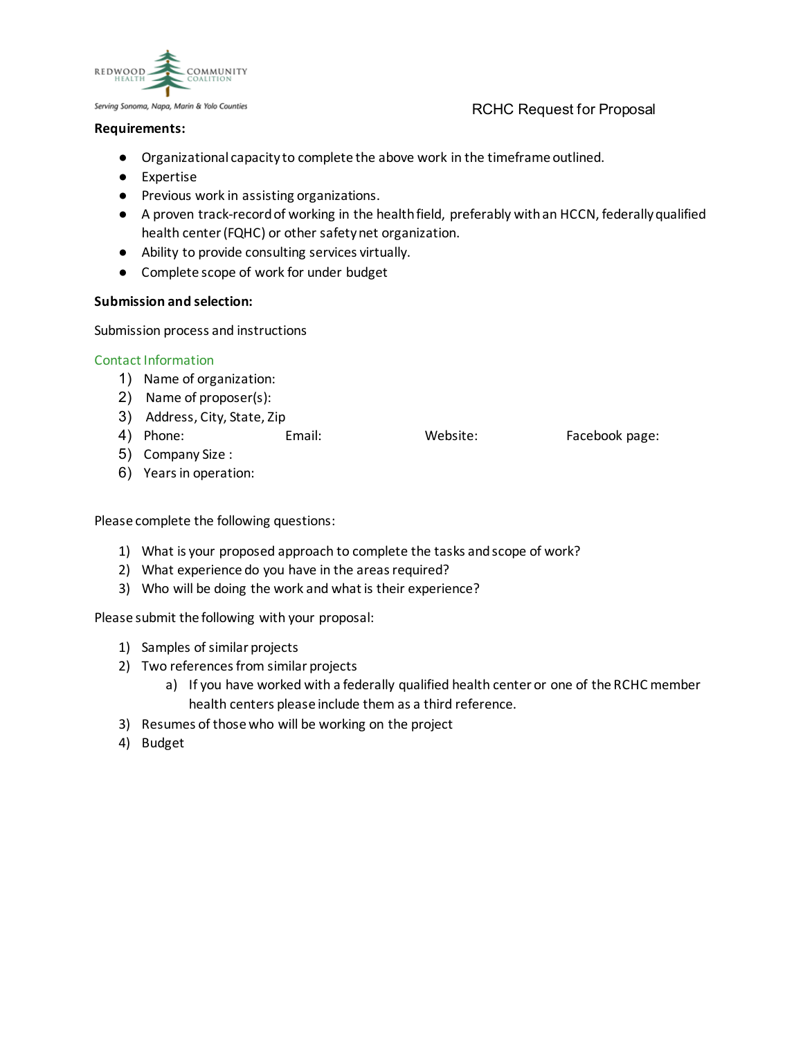RCHC Request for Proposal

**Requirements:**

- Organizational capacity to complete the above work in the timeframe outlined.
- Expertise
- Previous work in assisting organizations.
- A proven track-record of working in the health field, preferably with an HCCN, federally qualified health center (FQHC) or other safety net organization.
- Ability to provide consulting services virtually.
- Complete scope of work for under budget

**Submission and selection:**

Submission process and instructions

Contact Information

1) Name of organization:
2) Name of proposer(s):
3) Address, City, State, Zip
4) Phone: Email: Website: Facebook page:
5) Company Size :
6) Years in operation:

Please complete the following questions:

1) What is your proposed approach to complete the tasks and scope of work?
2) What experience do you have in the areas required?
3) Who will be doing the work and what is their experience?

Please submit the following with your proposal:

1) Samples of similar projects
2) Two references from similar projects
   a) If you have worked with a federally qualified health center or one of the RCHC member health centers please include them as a third reference.
3) Resumes of those who will be working on the project
4) Budget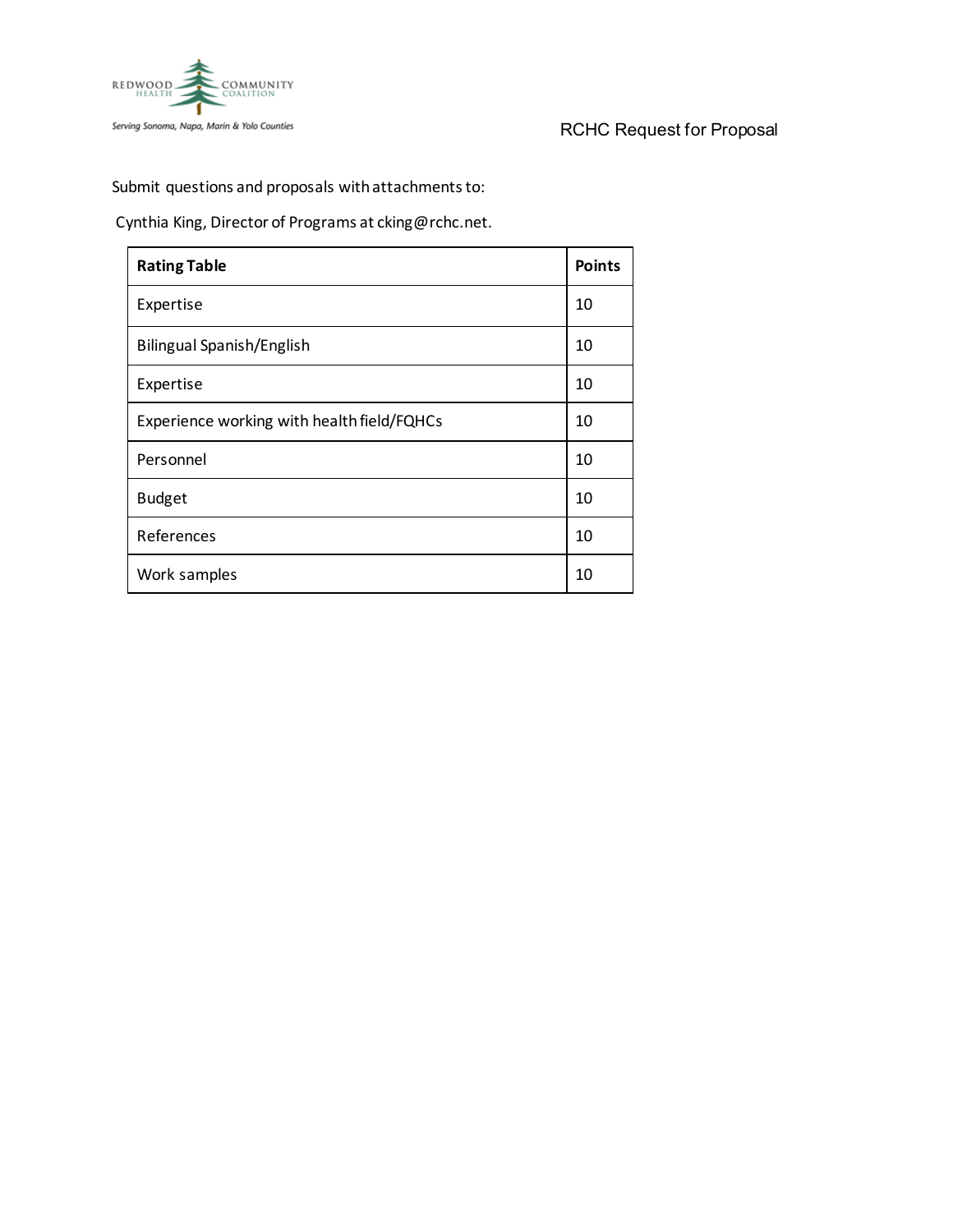Submit questions and proposals with attachments to:

Cynthia King, Director of Programs at cking@rchc.net.

| Rating Table | Points |
|---|---|
| Expertise | 10 |
| Bilingual Spanish/English | 10 |
| Expertise | 10 |
| Experience working with health field/FQHCs | 10 |
| Personnel | 10 |
| Budget | 10 |
| References | 10 |
| Work samples | 10 |